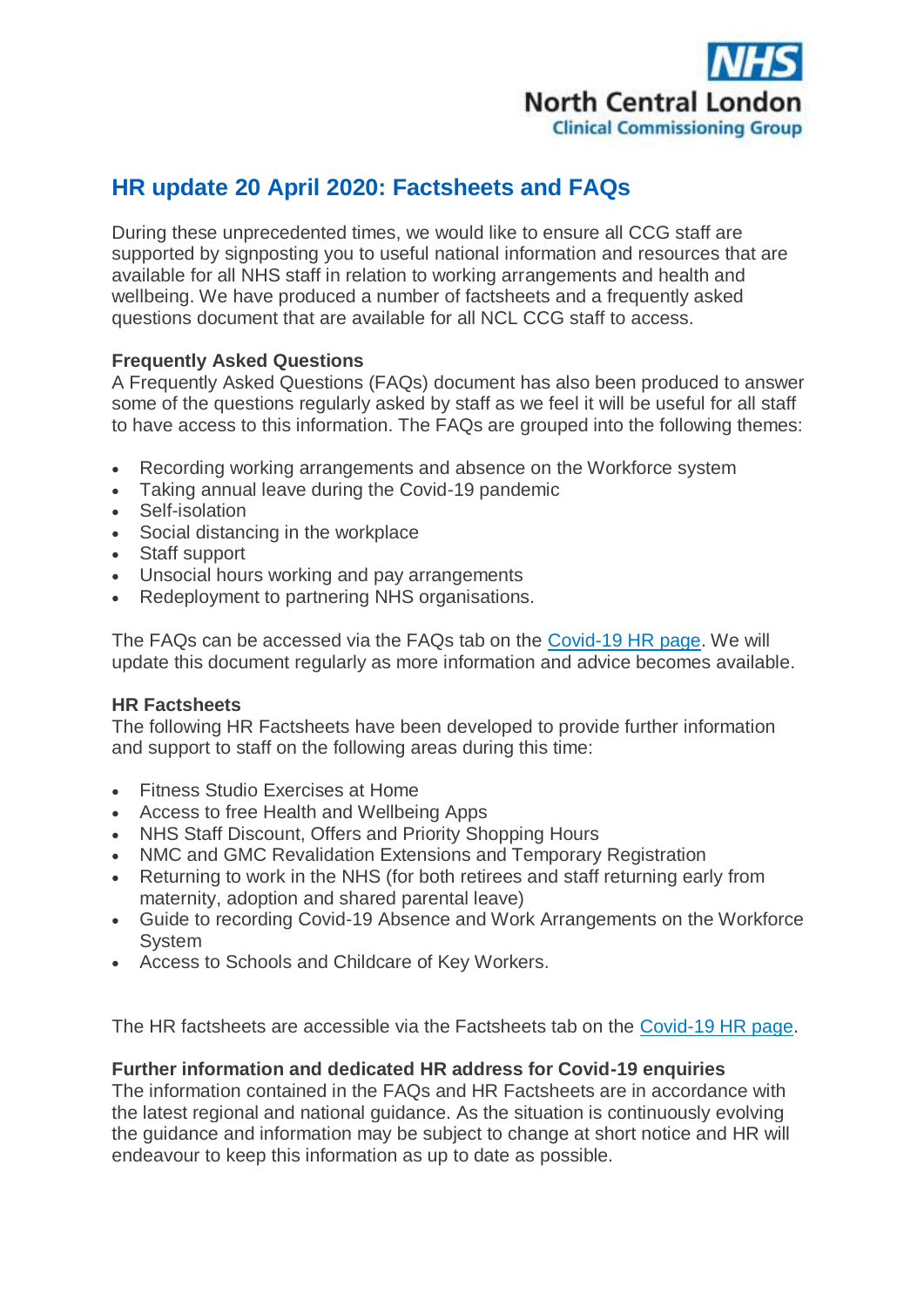NHS
North Central London
Clinical Commissioning Group

# HR update 20 April 2020: Factsheets and FAQs

During these unprecedented times, we would like to ensure all CCG staff are supported by signposting you to useful national information and resources that are available for all NHS staff in relation to working arrangements and health and wellbeing. We have produced a number of factsheets and a frequently asked questions document that are available for all NCL CCG staff to access.

**Frequently Asked Questions**
A Frequently Asked Questions (FAQs) document has also been produced to answer some of the questions regularly asked by staff as we feel it will be useful for all staff to have access to this information. The FAQs are grouped into the following themes:

- Recording working arrangements and absence on the Workforce system
- Taking annual leave during the Covid-19 pandemic
- Self-isolation
- Social distancing in the workplace
- Staff support
- Unsocial hours working and pay arrangements
- Redeployment to partnering NHS organisations.

The FAQs can be accessed via the FAQs tab on the Covid-19 HR page. We will update this document regularly as more information and advice becomes available.

**HR Factsheets**
The following HR Factsheets have been developed to provide further information and support to staff on the following areas during this time:

- Fitness Studio Exercises at Home
- Access to free Health and Wellbeing Apps
- NHS Staff Discount, Offers and Priority Shopping Hours
- NMC and GMC Revalidation Extensions and Temporary Registration
- Returning to work in the NHS (for both retirees and staff returning early from maternity, adoption and shared parental leave)
- Guide to recording Covid-19 Absence and Work Arrangements on the Workforce System
- Access to Schools and Childcare of Key Workers.

The HR factsheets are accessible via the Factsheets tab on the Covid-19 HR page.

**Further information and dedicated HR address for Covid-19 enquiries**
The information contained in the FAQs and HR Factsheets are in accordance with the latest regional and national guidance. As the situation is continuously evolving the guidance and information may be subject to change at short notice and HR will endeavour to keep this information as up to date as possible.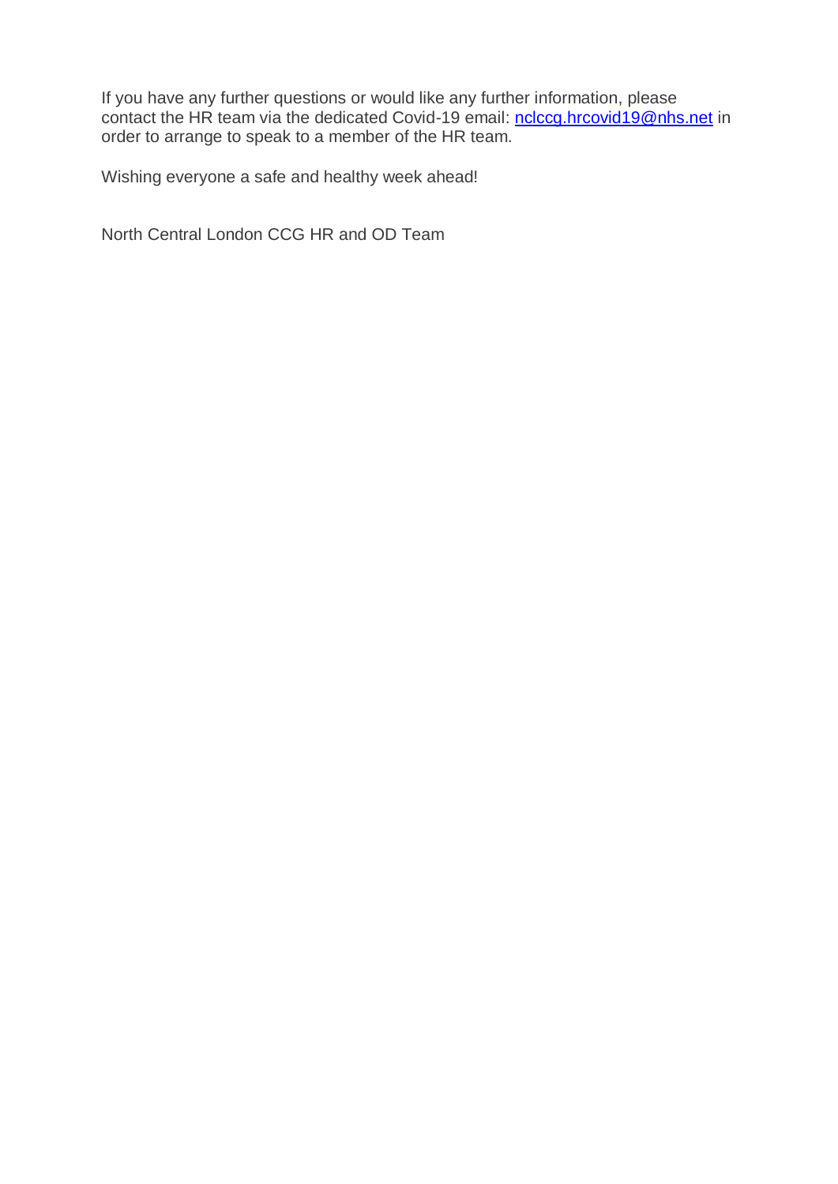If you have any further questions or would like any further information, please contact the HR team via the dedicated Covid-19 email: nclccg.hrcovid19@nhs.net in order to arrange to speak to a member of the HR team.

Wishing everyone a safe and healthy week ahead!

North Central London CCG HR and OD Team